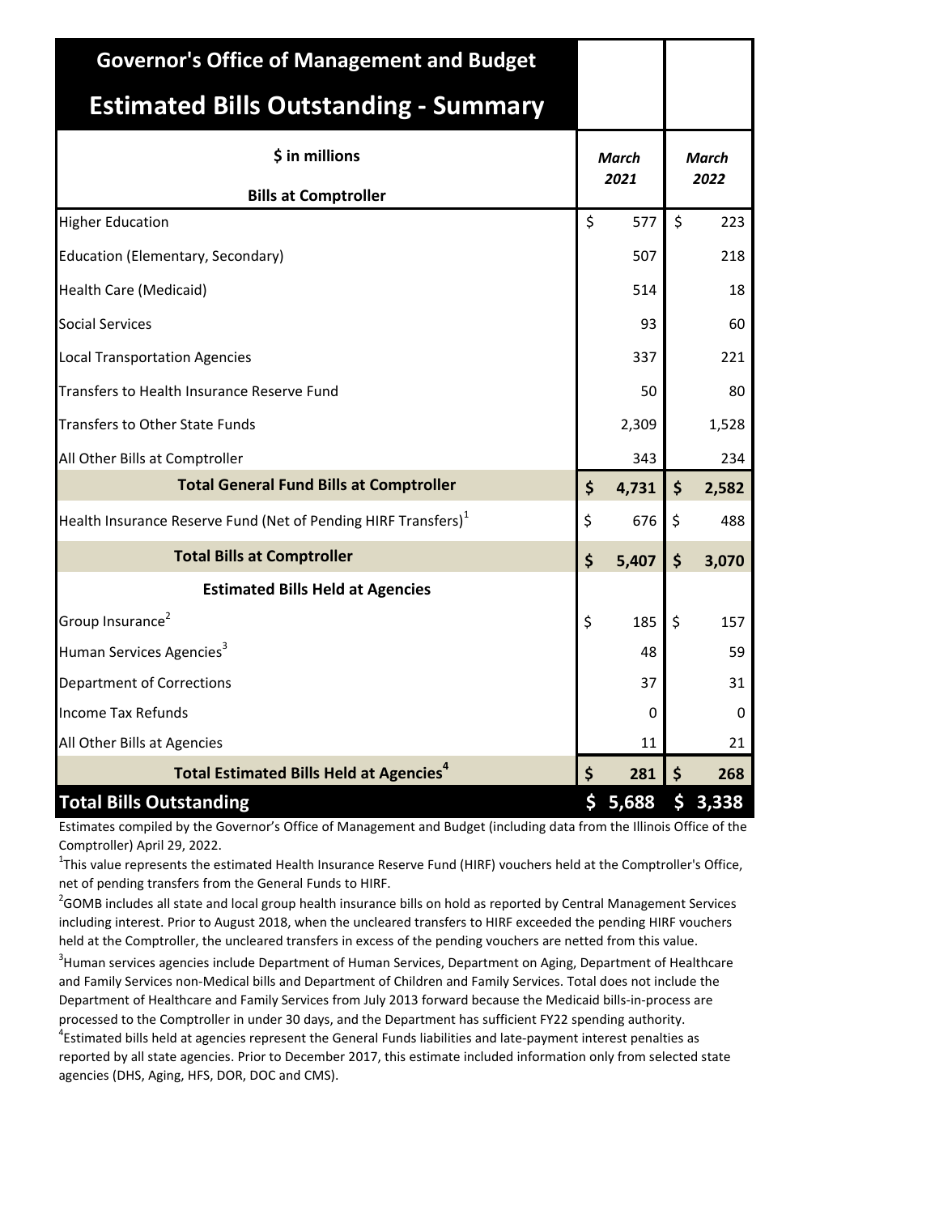# Governor's Office of Management and Budget

## Estimated Bills Outstanding - Summary

| $ in millions | March 2021 | March 2022 |
|---|---|---|
| **Bills at Comptroller** | | |
| Higher Education | $ 577 | $ 223 |
| Education (Elementary, Secondary) | 507 | 218 |
| Health Care (Medicaid) | 514 | 18 |
| Social Services | 93 | 60 |
| Local Transportation Agencies | 337 | 221 |
| Transfers to Health Insurance Reserve Fund | 50 | 80 |
| Transfers to Other State Funds | 2,309 | 1,528 |
| All Other Bills at Comptroller | 343 | 234 |
| **Total General Fund Bills at Comptroller** | **$ 4,731** | **$ 2,582** |
| Health Insurance Reserve Fund (Net of Pending HIRF Transfers)[1] | $ 676 | $ 488 |
| **Total Bills at Comptroller** | **$ 5,407** | **$ 3,070** |
| **Estimated Bills Held at Agencies** | | |
| Group Insurance[2] | $ 185 | $ 157 |
| Human Services Agencies[3] | 48 | 59 |
| Department of Corrections | 37 | 31 |
| Income Tax Refunds | 0 | 0 |
| All Other Bills at Agencies | 11 | 21 |
| **Total Estimated Bills Held at Agencies[4]** | **$ 281** | **$ 268** |
| **Total Bills Outstanding** | **$ 5,688** | **$ 3,338** |

Estimates compiled by the Governor's Office of Management and Budget (including data from the Illinois Office of the Comptroller) April 29, 2022.

[1]This value represents the estimated Health Insurance Reserve Fund (HIRF) vouchers held at the Comptroller's Office, net of pending transfers from the General Funds to HIRF.

[2]GOMB includes all state and local group health insurance bills on hold as reported by Central Management Services including interest. Prior to August 2018, when the uncleared transfers to HIRF exceeded the pending HIRF vouchers held at the Comptroller, the uncleared transfers in excess of the pending vouchers are netted from this value.

[3]Human services agencies include Department of Human Services, Department on Aging, Department of Healthcare and Family Services non-Medical bills and Department of Children and Family Services. Total does not include the Department of Healthcare and Family Services from July 2013 forward because the Medicaid bills-in-process are processed to the Comptroller in under 30 days, and the Department has sufficient FY22 spending authority.

[4]Estimated bills held at agencies represent the General Funds liabilities and late-payment interest penalties as reported by all state agencies. Prior to December 2017, this estimate included information only from selected state agencies (DHS, Aging, HFS, DOR, DOC and CMS).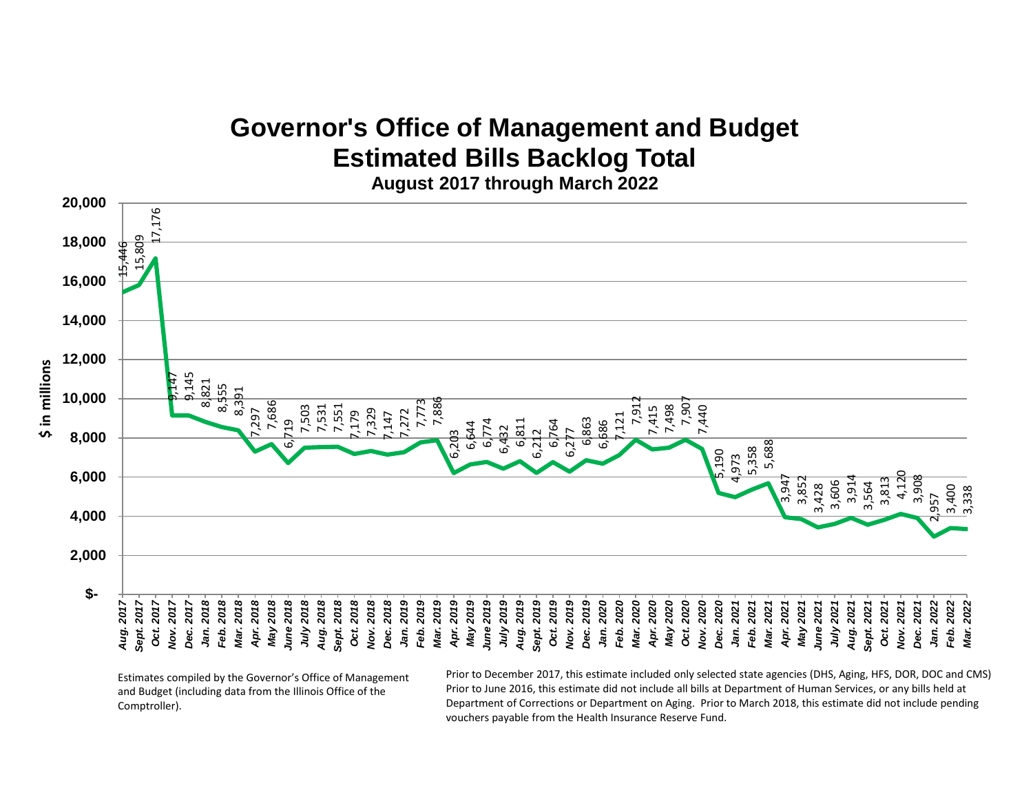# Governor's Office of Management and Budget
# Estimated Bills Backlog Total

### August 2017 through March 2022

$ in millions

| Month | Backlog ($ in millions) |
| --- | --- |
| Aug. 2017 | 15,446 |
| Sept. 2017 | 15,809 |
| Oct. 2017 | 17,176 |
| Nov. 2017 | 9,147 |
| Dec. 2017 | 9,145 |
| Jan. 2018 | 8,821 |
| Feb. 2018 | 8,555 |
| Mar. 2018 | 8,391 |
| Apr. 2018 | 7,297 |
| May 2018 | 7,686 |
| June 2018 | 6,719 |
| July 2018 | 7,503 |
| Aug. 2018 | 7,531 |
| Sept. 2018 | 7,551 |
| Oct. 2018 | 7,179 |
| Nov. 2018 | 7,329 |
| Dec. 2018 | 7,147 |
| Jan. 2019 | 7,272 |
| Feb. 2019 | 7,773 |
| Mar. 2019 | 7,886 |
| Apr. 2019 | 6,203 |
| May 2019 | 6,644 |
| June 2019 | 6,774 |
| July 2019 | 6,432 |
| Aug. 2019 | 6,811 |
| Sept. 2019 | 6,212 |
| Oct. 2019 | 6,764 |
| Nov. 2019 | 6,277 |
| Dec. 2019 | 6,863 |
| Jan. 2020 | 6,686 |
| Feb. 2020 | 7,121 |
| Mar. 2020 | 7,912 |
| Apr. 2020 | 7,415 |
| May 2020 | 7,498 |
| Oct. 2020 | 7,907 |
| Nov. 2020 | 7,440 |
| Dec. 2020 | 5,190 |
| Jan. 2021 | 4,973 |
| Feb. 2021 | 5,358 |
| Mar. 2021 | 5,688 |
| Apr. 2021 | 3,947 |
| May 2021 | 3,852 |
| June 2021 | 3,428 |
| July 2021 | 3,606 |
| Aug. 2021 | 3,914 |
| Sept. 2021 | 3,564 |
| Oct. 2021 | 3,813 |
| Nov. 2021 | 4,120 |
| Dec. 2021 | 3,908 |
| Jan. 2022 | 2,957 |
| Feb. 2022 | 3,400 |
| Mar. 2022 | 3,338 |

Estimates compiled by the Governor's Office of Management and Budget (including data from the Illinois Office of the Comptroller).

Prior to December 2017, this estimate included only selected state agencies (DHS, Aging, HFS, DOR, DOC and CMS) Prior to June 2016, this estimate did not include all bills at Department of Human Services, or any bills held at Department of Corrections or Department on Aging. Prior to March 2018, this estimate did not include pending vouchers payable from the Health Insurance Reserve Fund.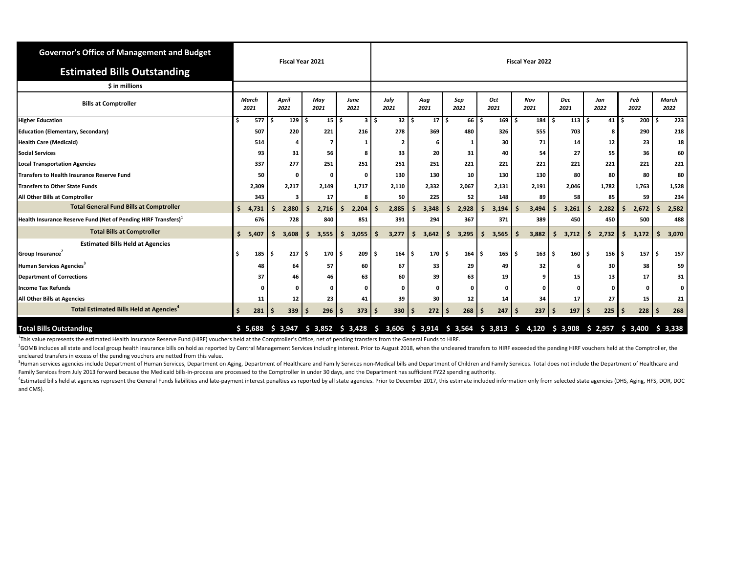## Governor's Office of Management and Budget

## Estimated Bills Outstanding

| $ in millions | Fiscal Year 2021 | | | | Fiscal Year 2022 | | | | | | | | |
|---|---|---|---|---|---|---|---|---|---|---|---|---|---|
| **Bills at Comptroller** | *March 2021* | *April 2021* | *May 2021* | *June 2021* | *July 2021* | *Aug 2021* | *Sep 2021* | *Oct 2021* | *Nov 2021* | *Dec 2021* | *Jan 2022* | *Feb 2022* | *March 2022* |
| **Higher Education** | $ 577 | $ 129 | $ 15 | $ 3 | $ 32 | $ 17 | $ 66 | $ 169 | $ 184 | $ 113 | $ 41 | $ 200 | $ 223 |
| **Education (Elementary, Secondary)** | 507 | 220 | 221 | 216 | 278 | 369 | 480 | 326 | 555 | 703 | 8 | 290 | 218 |
| **Health Care (Medicaid)** | 514 | 4 | 7 | 1 | 2 | 6 | 1 | 30 | 71 | 14 | 12 | 23 | 18 |
| **Social Services** | 93 | 31 | 56 | 8 | 33 | 20 | 31 | 40 | 54 | 27 | 55 | 36 | 60 |
| **Local Transportation Agencies** | 337 | 277 | 251 | 251 | 251 | 251 | 221 | 221 | 221 | 221 | 221 | 221 | 221 |
| **Transfers to Health Insurance Reserve Fund** | 50 | 0 | 0 | 0 | 130 | 130 | 10 | 130 | 130 | 80 | 80 | 80 | 80 |
| **Transfers to Other State Funds** | 2,309 | 2,217 | 2,149 | 1,717 | 2,110 | 2,332 | 2,067 | 2,131 | 2,191 | 2,046 | 1,782 | 1,763 | 1,528 |
| **All Other Bills at Comptroller** | 343 | 3 | 17 | 8 | 50 | 225 | 52 | 148 | 89 | 58 | 85 | 59 | 234 |
| **Total General Fund Bills at Comptroller** | $ 4,731 | $ 2,880 | $ 2,716 | $ 2,204 | $ 2,885 | $ 3,348 | $ 2,928 | $ 3,194 | $ 3,494 | $ 3,261 | $ 2,282 | $ 2,672 | $ 2,582 |
| **Health Insurance Reserve Fund (Net of Pending HIRF Transfers)**[1] | 676 | 728 | 840 | 851 | 391 | 294 | 367 | 371 | 389 | 450 | 450 | 500 | 488 |
| **Total Bills at Comptroller** | $ 5,407 | $ 3,608 | $ 3,555 | $ 3,055 | $ 3,277 | $ 3,642 | $ 3,295 | $ 3,565 | $ 3,882 | $ 3,712 | $ 2,732 | $ 3,172 | $ 3,070 |
| **Estimated Bills Held at Agencies** | | | | | | | | | | | | | |
| **Group Insurance**[2] | $ 185 | $ 217 | $ 170 | $ 209 | $ 164 | $ 170 | $ 164 | $ 165 | $ 163 | $ 160 | $ 156 | $ 157 | $ 157 |
| **Human Services Agencies**[3] | 48 | 64 | 57 | 60 | 67 | 33 | 29 | 49 | 32 | 6 | 30 | 38 | 59 |
| **Department of Corrections** | 37 | 46 | 46 | 63 | 60 | 39 | 63 | 19 | 9 | 15 | 13 | 17 | 31 |
| **Income Tax Refunds** | 0 | 0 | 0 | 0 | 0 | 0 | 0 | 0 | 0 | 0 | 0 | 0 | 0 |
| **All Other Bills at Agencies** | 11 | 12 | 23 | 41 | 39 | 30 | 12 | 14 | 34 | 17 | 27 | 15 | 21 |
| **Total Estimated Bills Held at Agencies**[4] | $ 281 | $ 339 | $ 296 | $ 373 | $ 330 | $ 272 | $ 268 | $ 247 | $ 237 | $ 197 | $ 225 | $ 228 | $ 268 |
| **Total Bills Outstanding** | **$ 5,688** | **$ 3,947** | **$ 3,852** | **$ 3,428** | **$ 3,606** | **$ 3,914** | **$ 3,564** | **$ 3,813** | **$ 4,120** | **$ 3,908** | **$ 2,957** | **$ 3,400** | **$ 3,338** |

[1]This value represents the estimated Health Insurance Reserve Fund (HIRF) vouchers held at the Comptroller's Office, net of pending transfers from the General Funds to HIRF.

[2]GOMB includes all state and local group health insurance bills on hold as reported by Central Management Services including interest. Prior to August 2018, when the uncleared transfers to HIRF exceeded the pending HIRF vouchers held at the Comptroller, the uncleared transfers in excess of the pending vouchers are netted from this value.

[3]Human services agencies include Department of Human Services, Department on Aging, Department of Healthcare and Family Services non-Medical bills and Department of Children and Family Services. Total does not include the Department of Healthcare and Family Services from July 2013 forward because the Medicaid bills-in-process are processed to the Comptroller in under 30 days, and the Department has sufficient FY22 spending authority.

[4]Estimated bills held at agencies represent the General Funds liabilities and late-payment interest penalties as reported by all state agencies. Prior to December 2017, this estimate included information only from selected state agencies (DHS, Aging, HFS, DOR, DOC and CMS).